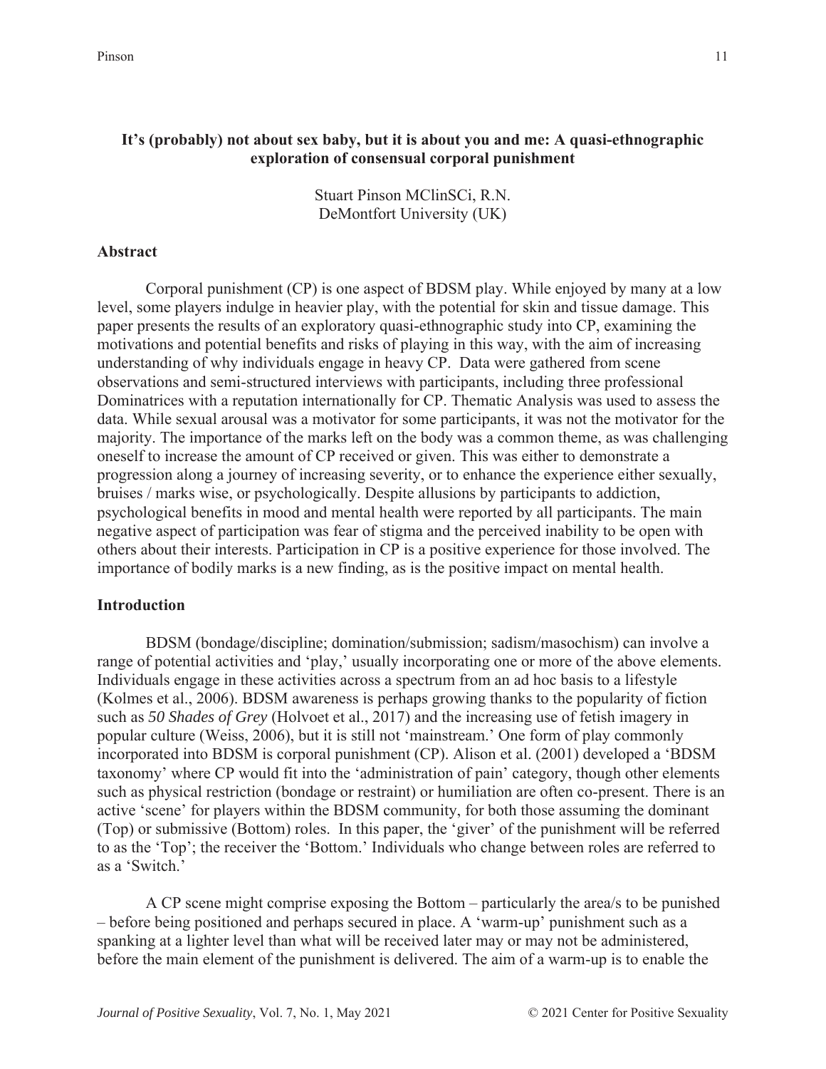# It's (probably) not about sex baby, but it is about you and me: A quasi-ethnographic exploration of consensual corporal punishment

Stuart Pinson MClinSCi, R.N.
DeMontfort University (UK)

## Abstract

Corporal punishment (CP) is one aspect of BDSM play. While enjoyed by many at a low level, some players indulge in heavier play, with the potential for skin and tissue damage. This paper presents the results of an exploratory quasi-ethnographic study into CP, examining the motivations and potential benefits and risks of playing in this way, with the aim of increasing understanding of why individuals engage in heavy CP. Data were gathered from scene observations and semi-structured interviews with participants, including three professional Dominatrices with a reputation internationally for CP. Thematic Analysis was used to assess the data. While sexual arousal was a motivator for some participants, it was not the motivator for the majority. The importance of the marks left on the body was a common theme, as was challenging oneself to increase the amount of CP received or given. This was either to demonstrate a progression along a journey of increasing severity, or to enhance the experience either sexually, bruises / marks wise, or psychologically. Despite allusions by participants to addiction, psychological benefits in mood and mental health were reported by all participants. The main negative aspect of participation was fear of stigma and the perceived inability to be open with others about their interests. Participation in CP is a positive experience for those involved. The importance of bodily marks is a new finding, as is the positive impact on mental health.

## Introduction

BDSM (bondage/discipline; domination/submission; sadism/masochism) can involve a range of potential activities and 'play,' usually incorporating one or more of the above elements. Individuals engage in these activities across a spectrum from an ad hoc basis to a lifestyle (Kolmes et al., 2006). BDSM awareness is perhaps growing thanks to the popularity of fiction such as *50 Shades of Grey* (Holvoet et al., 2017) and the increasing use of fetish imagery in popular culture (Weiss, 2006), but it is still not 'mainstream.' One form of play commonly incorporated into BDSM is corporal punishment (CP). Alison et al. (2001) developed a 'BDSM taxonomy' where CP would fit into the 'administration of pain' category, though other elements such as physical restriction (bondage or restraint) or humiliation are often co-present. There is an active 'scene' for players within the BDSM community, for both those assuming the dominant (Top) or submissive (Bottom) roles. In this paper, the 'giver' of the punishment will be referred to as the 'Top'; the receiver the 'Bottom.' Individuals who change between roles are referred to as a 'Switch.'

A CP scene might comprise exposing the Bottom – particularly the area/s to be punished – before being positioned and perhaps secured in place. A 'warm-up' punishment such as a spanking at a lighter level than what will be received later may or may not be administered, before the main element of the punishment is delivered. The aim of a warm-up is to enable the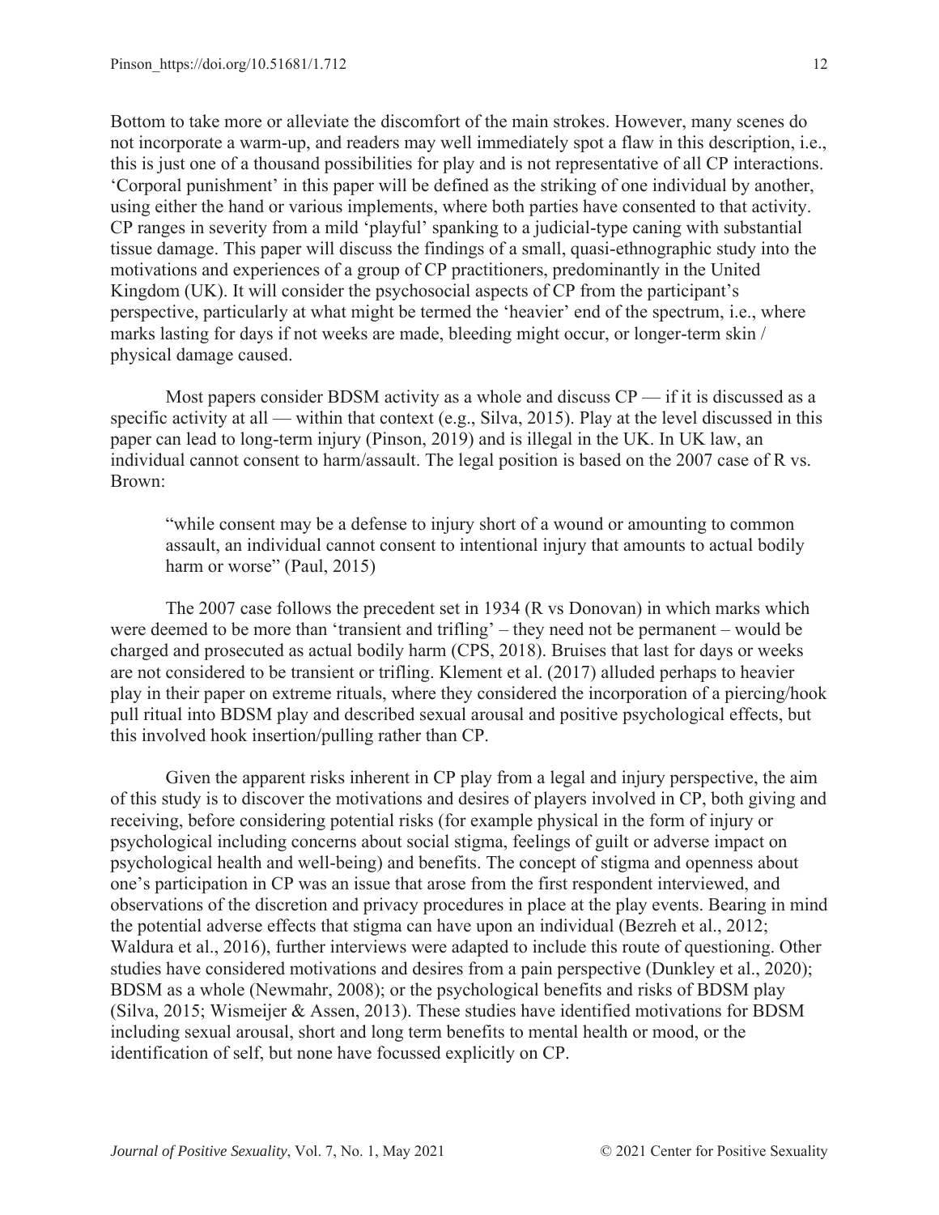Bottom to take more or alleviate the discomfort of the main strokes. However, many scenes do not incorporate a warm-up, and readers may well immediately spot a flaw in this description, i.e., this is just one of a thousand possibilities for play and is not representative of all CP interactions. 'Corporal punishment' in this paper will be defined as the striking of one individual by another, using either the hand or various implements, where both parties have consented to that activity. CP ranges in severity from a mild 'playful' spanking to a judicial-type caning with substantial tissue damage. This paper will discuss the findings of a small, quasi-ethnographic study into the motivations and experiences of a group of CP practitioners, predominantly in the United Kingdom (UK). It will consider the psychosocial aspects of CP from the participant's perspective, particularly at what might be termed the 'heavier' end of the spectrum, i.e., where marks lasting for days if not weeks are made, bleeding might occur, or longer-term skin / physical damage caused.

Most papers consider BDSM activity as a whole and discuss CP — if it is discussed as a specific activity at all — within that context (e.g., Silva, 2015). Play at the level discussed in this paper can lead to long-term injury (Pinson, 2019) and is illegal in the UK. In UK law, an individual cannot consent to harm/assault. The legal position is based on the 2007 case of R vs. Brown:

> "while consent may be a defense to injury short of a wound or amounting to common assault, an individual cannot consent to intentional injury that amounts to actual bodily harm or worse" (Paul, 2015)

The 2007 case follows the precedent set in 1934 (R vs Donovan) in which marks which were deemed to be more than 'transient and trifling' – they need not be permanent – would be charged and prosecuted as actual bodily harm (CPS, 2018). Bruises that last for days or weeks are not considered to be transient or trifling. Klement et al. (2017) alluded perhaps to heavier play in their paper on extreme rituals, where they considered the incorporation of a piercing/hook pull ritual into BDSM play and described sexual arousal and positive psychological effects, but this involved hook insertion/pulling rather than CP.

Given the apparent risks inherent in CP play from a legal and injury perspective, the aim of this study is to discover the motivations and desires of players involved in CP, both giving and receiving, before considering potential risks (for example physical in the form of injury or psychological including concerns about social stigma, feelings of guilt or adverse impact on psychological health and well-being) and benefits. The concept of stigma and openness about one's participation in CP was an issue that arose from the first respondent interviewed, and observations of the discretion and privacy procedures in place at the play events. Bearing in mind the potential adverse effects that stigma can have upon an individual (Bezreh et al., 2012; Waldura et al., 2016), further interviews were adapted to include this route of questioning. Other studies have considered motivations and desires from a pain perspective (Dunkley et al., 2020); BDSM as a whole (Newmahr, 2008); or the psychological benefits and risks of BDSM play (Silva, 2015; Wismeijer & Assen, 2013). These studies have identified motivations for BDSM including sexual arousal, short and long term benefits to mental health or mood, or the identification of self, but none have focussed explicitly on CP.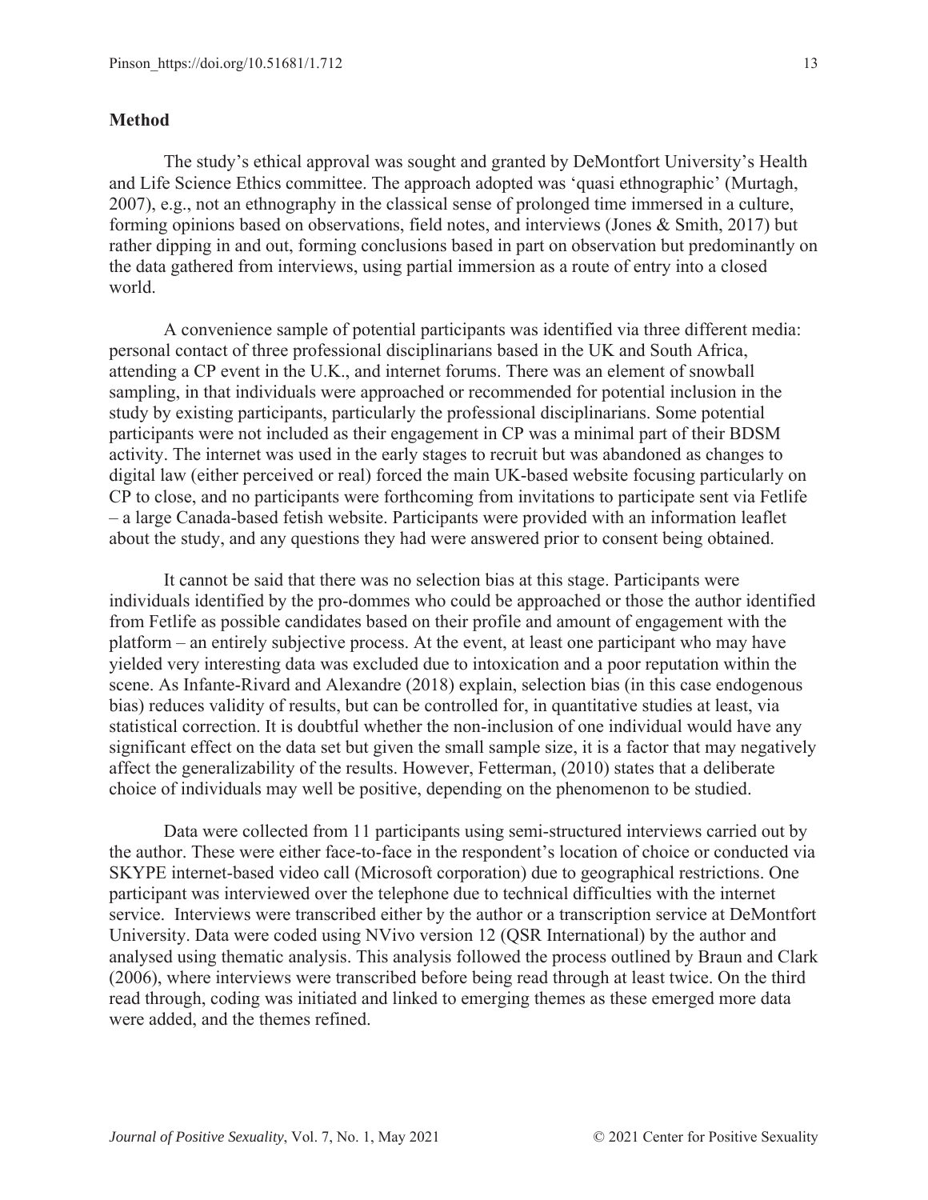## Method

The study's ethical approval was sought and granted by DeMontfort University's Health and Life Science Ethics committee. The approach adopted was 'quasi ethnographic' (Murtagh, 2007), e.g., not an ethnography in the classical sense of prolonged time immersed in a culture, forming opinions based on observations, field notes, and interviews (Jones & Smith, 2017) but rather dipping in and out, forming conclusions based in part on observation but predominantly on the data gathered from interviews, using partial immersion as a route of entry into a closed world.

A convenience sample of potential participants was identified via three different media: personal contact of three professional disciplinarians based in the UK and South Africa, attending a CP event in the U.K., and internet forums. There was an element of snowball sampling, in that individuals were approached or recommended for potential inclusion in the study by existing participants, particularly the professional disciplinarians. Some potential participants were not included as their engagement in CP was a minimal part of their BDSM activity. The internet was used in the early stages to recruit but was abandoned as changes to digital law (either perceived or real) forced the main UK-based website focusing particularly on CP to close, and no participants were forthcoming from invitations to participate sent via Fetlife – a large Canada-based fetish website. Participants were provided with an information leaflet about the study, and any questions they had were answered prior to consent being obtained.

It cannot be said that there was no selection bias at this stage. Participants were individuals identified by the pro-dommes who could be approached or those the author identified from Fetlife as possible candidates based on their profile and amount of engagement with the platform – an entirely subjective process. At the event, at least one participant who may have yielded very interesting data was excluded due to intoxication and a poor reputation within the scene. As Infante-Rivard and Alexandre (2018) explain, selection bias (in this case endogenous bias) reduces validity of results, but can be controlled for, in quantitative studies at least, via statistical correction. It is doubtful whether the non-inclusion of one individual would have any significant effect on the data set but given the small sample size, it is a factor that may negatively affect the generalizability of the results. However, Fetterman, (2010) states that a deliberate choice of individuals may well be positive, depending on the phenomenon to be studied.

Data were collected from 11 participants using semi-structured interviews carried out by the author. These were either face-to-face in the respondent's location of choice or conducted via SKYPE internet-based video call (Microsoft corporation) due to geographical restrictions. One participant was interviewed over the telephone due to technical difficulties with the internet service. Interviews were transcribed either by the author or a transcription service at DeMontfort University. Data were coded using NVivo version 12 (QSR International) by the author and analysed using thematic analysis. This analysis followed the process outlined by Braun and Clark (2006), where interviews were transcribed before being read through at least twice. On the third read through, coding was initiated and linked to emerging themes as these emerged more data were added, and the themes refined.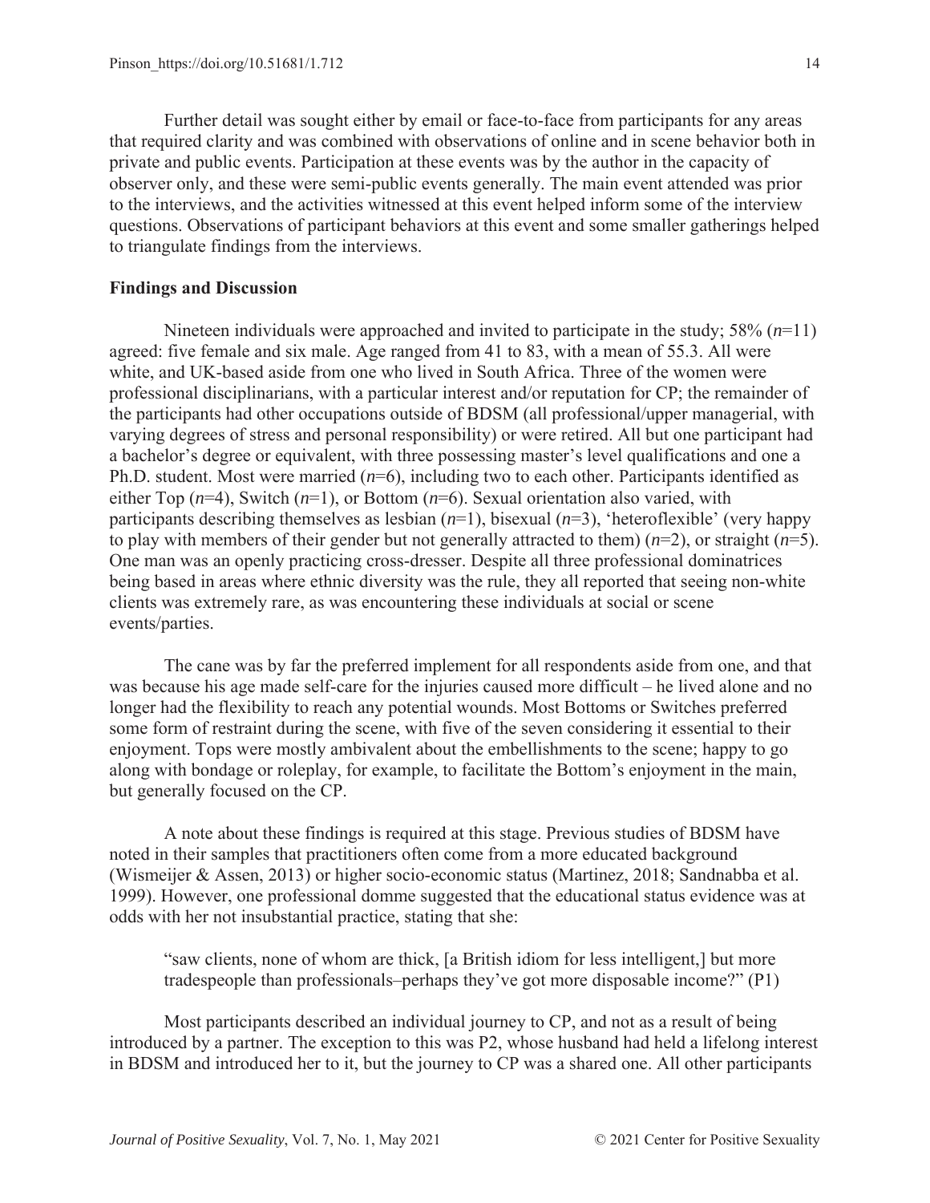Further detail was sought either by email or face-to-face from participants for any areas that required clarity and was combined with observations of online and in scene behavior both in private and public events. Participation at these events was by the author in the capacity of observer only, and these were semi-public events generally. The main event attended was prior to the interviews, and the activities witnessed at this event helped inform some of the interview questions. Observations of participant behaviors at this event and some smaller gatherings helped to triangulate findings from the interviews.

**Findings and Discussion**

Nineteen individuals were approached and invited to participate in the study; 58% (*n*=11) agreed: five female and six male. Age ranged from 41 to 83, with a mean of 55.3. All were white, and UK-based aside from one who lived in South Africa. Three of the women were professional disciplinarians, with a particular interest and/or reputation for CP; the remainder of the participants had other occupations outside of BDSM (all professional/upper managerial, with varying degrees of stress and personal responsibility) or were retired. All but one participant had a bachelor's degree or equivalent, with three possessing master's level qualifications and one a Ph.D. student. Most were married (*n*=6), including two to each other. Participants identified as either Top (*n*=4), Switch (*n*=1), or Bottom (*n*=6). Sexual orientation also varied, with participants describing themselves as lesbian (*n*=1), bisexual (*n*=3), 'heteroflexible' (very happy to play with members of their gender but not generally attracted to them) (*n*=2), or straight (*n*=5). One man was an openly practicing cross-dresser. Despite all three professional dominatrices being based in areas where ethnic diversity was the rule, they all reported that seeing non-white clients was extremely rare, as was encountering these individuals at social or scene events/parties.

The cane was by far the preferred implement for all respondents aside from one, and that was because his age made self-care for the injuries caused more difficult – he lived alone and no longer had the flexibility to reach any potential wounds. Most Bottoms or Switches preferred some form of restraint during the scene, with five of the seven considering it essential to their enjoyment. Tops were mostly ambivalent about the embellishments to the scene; happy to go along with bondage or roleplay, for example, to facilitate the Bottom's enjoyment in the main, but generally focused on the CP.

A note about these findings is required at this stage. Previous studies of BDSM have noted in their samples that practitioners often come from a more educated background (Wismeijer & Assen, 2013) or higher socio-economic status (Martinez, 2018; Sandnabba et al. 1999). However, one professional domme suggested that the educational status evidence was at odds with her not insubstantial practice, stating that she:

> "saw clients, none of whom are thick, [a British idiom for less intelligent,] but more tradespeople than professionals–perhaps they've got more disposable income?" (P1)

Most participants described an individual journey to CP, and not as a result of being introduced by a partner. The exception to this was P2, whose husband had held a lifelong interest in BDSM and introduced her to it, but the journey to CP was a shared one. All other participants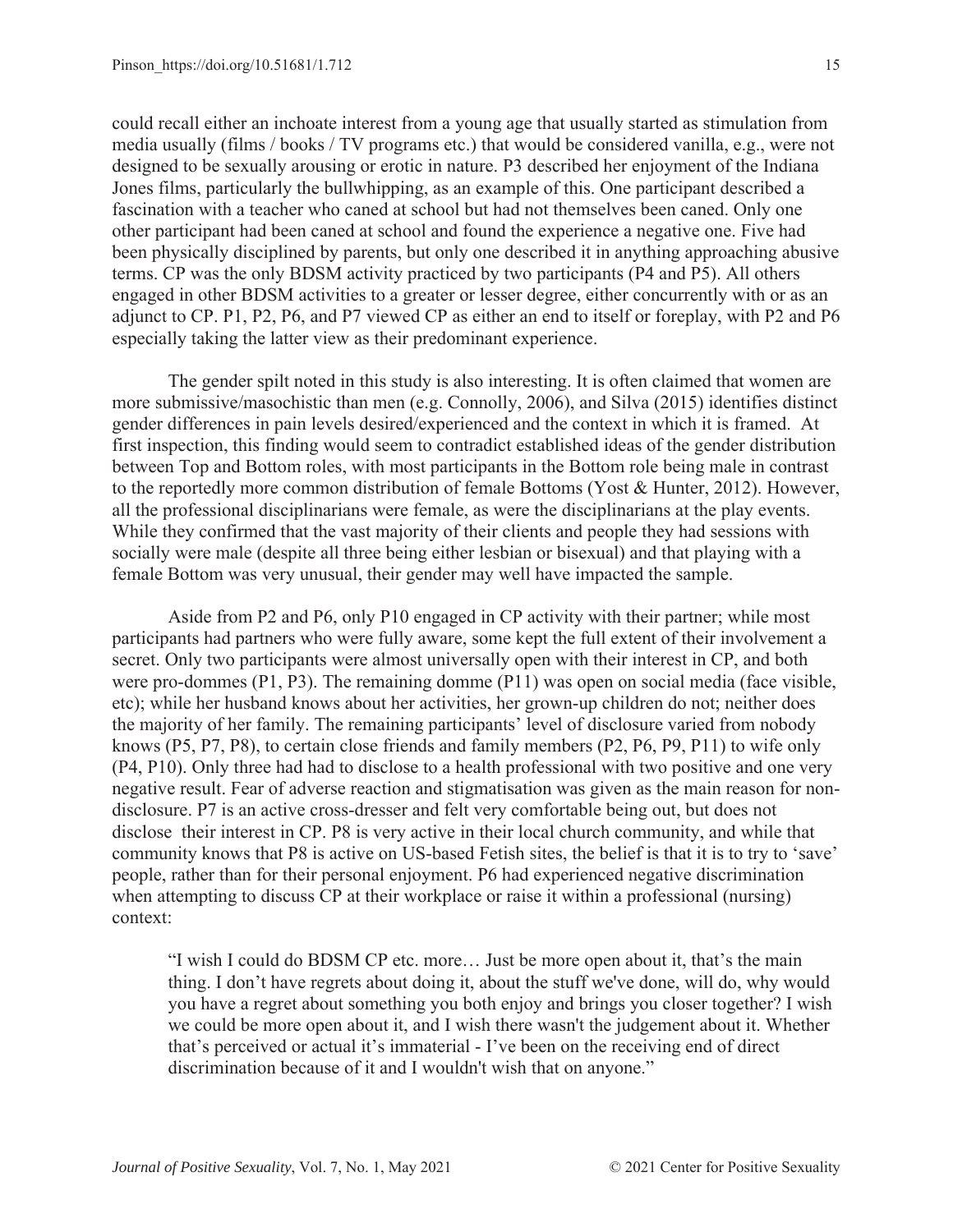could recall either an inchoate interest from a young age that usually started as stimulation from media usually (films / books / TV programs etc.) that would be considered vanilla, e.g., were not designed to be sexually arousing or erotic in nature. P3 described her enjoyment of the Indiana Jones films, particularly the bullwhipping, as an example of this. One participant described a fascination with a teacher who caned at school but had not themselves been caned. Only one other participant had been caned at school and found the experience a negative one. Five had been physically disciplined by parents, but only one described it in anything approaching abusive terms. CP was the only BDSM activity practiced by two participants (P4 and P5). All others engaged in other BDSM activities to a greater or lesser degree, either concurrently with or as an adjunct to CP. P1, P2, P6, and P7 viewed CP as either an end to itself or foreplay, with P2 and P6 especially taking the latter view as their predominant experience.

The gender spilt noted in this study is also interesting. It is often claimed that women are more submissive/masochistic than men (e.g. Connolly, 2006), and Silva (2015) identifies distinct gender differences in pain levels desired/experienced and the context in which it is framed. At first inspection, this finding would seem to contradict established ideas of the gender distribution between Top and Bottom roles, with most participants in the Bottom role being male in contrast to the reportedly more common distribution of female Bottoms (Yost & Hunter, 2012). However, all the professional disciplinarians were female, as were the disciplinarians at the play events. While they confirmed that the vast majority of their clients and people they had sessions with socially were male (despite all three being either lesbian or bisexual) and that playing with a female Bottom was very unusual, their gender may well have impacted the sample.

Aside from P2 and P6, only P10 engaged in CP activity with their partner; while most participants had partners who were fully aware, some kept the full extent of their involvement a secret. Only two participants were almost universally open with their interest in CP, and both were pro-dommes (P1, P3). The remaining domme (P11) was open on social media (face visible, etc); while her husband knows about her activities, her grown-up children do not; neither does the majority of her family. The remaining participants' level of disclosure varied from nobody knows (P5, P7, P8), to certain close friends and family members (P2, P6, P9, P11) to wife only (P4, P10). Only three had had to disclose to a health professional with two positive and one very negative result. Fear of adverse reaction and stigmatisation was given as the main reason for non-disclosure. P7 is an active cross-dresser and felt very comfortable being out, but does not disclose their interest in CP. P8 is very active in their local church community, and while that community knows that P8 is active on US-based Fetish sites, the belief is that it is to try to 'save' people, rather than for their personal enjoyment. P6 had experienced negative discrimination when attempting to discuss CP at their workplace or raise it within a professional (nursing) context:

> "I wish I could do BDSM CP etc. more… Just be more open about it, that's the main thing. I don't have regrets about doing it, about the stuff we've done, will do, why would you have a regret about something you both enjoy and brings you closer together? I wish we could be more open about it, and I wish there wasn't the judgement about it. Whether that's perceived or actual it's immaterial - I've been on the receiving end of direct discrimination because of it and I wouldn't wish that on anyone."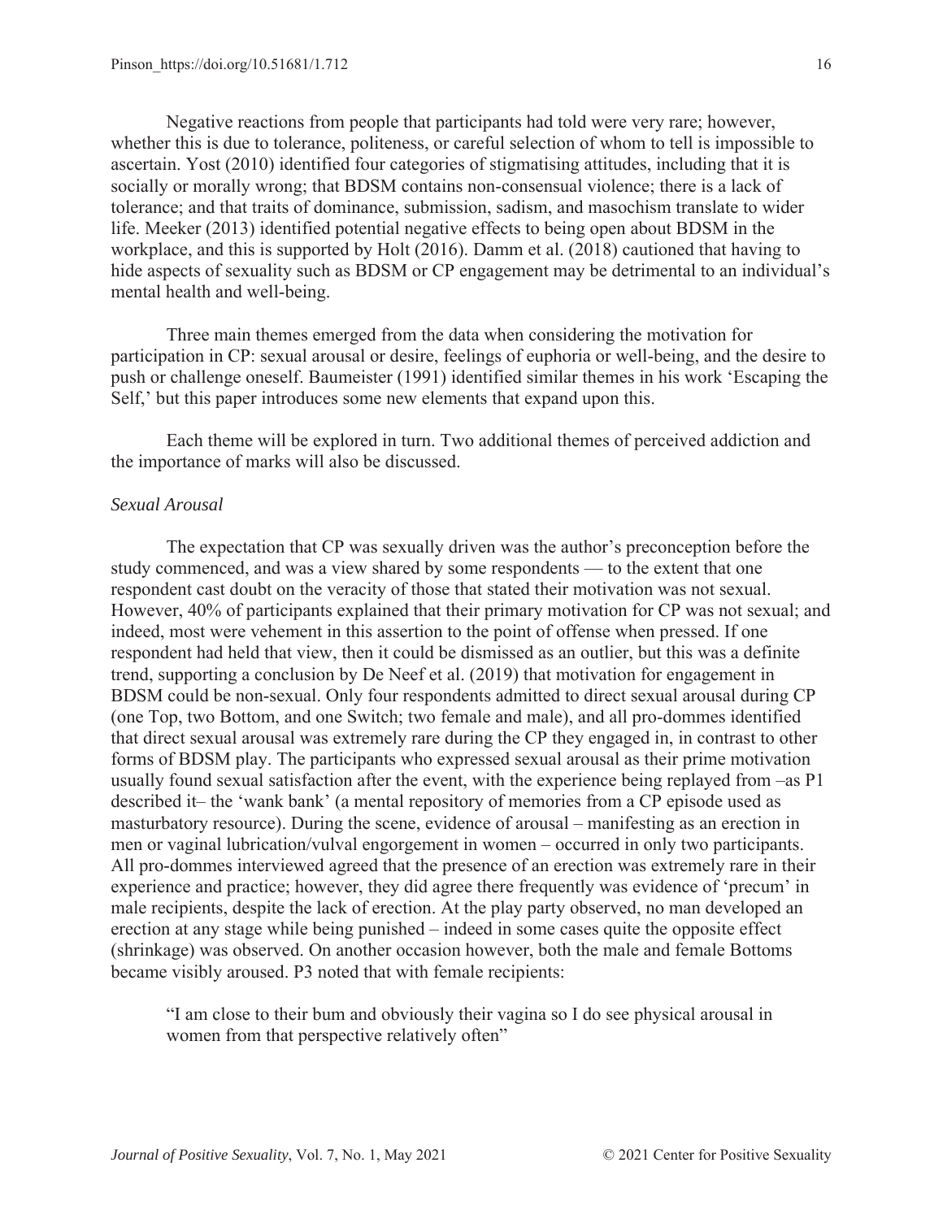Negative reactions from people that participants had told were very rare; however, whether this is due to tolerance, politeness, or careful selection of whom to tell is impossible to ascertain. Yost (2010) identified four categories of stigmatising attitudes, including that it is socially or morally wrong; that BDSM contains non-consensual violence; there is a lack of tolerance; and that traits of dominance, submission, sadism, and masochism translate to wider life. Meeker (2013) identified potential negative effects to being open about BDSM in the workplace, and this is supported by Holt (2016). Damm et al. (2018) cautioned that having to hide aspects of sexuality such as BDSM or CP engagement may be detrimental to an individual's mental health and well-being.

Three main themes emerged from the data when considering the motivation for participation in CP: sexual arousal or desire, feelings of euphoria or well-being, and the desire to push or challenge oneself. Baumeister (1991) identified similar themes in his work 'Escaping the Self,' but this paper introduces some new elements that expand upon this.

Each theme will be explored in turn. Two additional themes of perceived addiction and the importance of marks will also be discussed.

*Sexual Arousal*

The expectation that CP was sexually driven was the author's preconception before the study commenced, and was a view shared by some respondents — to the extent that one respondent cast doubt on the veracity of those that stated their motivation was not sexual. However, 40% of participants explained that their primary motivation for CP was not sexual; and indeed, most were vehement in this assertion to the point of offense when pressed. If one respondent had held that view, then it could be dismissed as an outlier, but this was a definite trend, supporting a conclusion by De Neef et al. (2019) that motivation for engagement in BDSM could be non-sexual. Only four respondents admitted to direct sexual arousal during CP (one Top, two Bottom, and one Switch; two female and male), and all pro-dommes identified that direct sexual arousal was extremely rare during the CP they engaged in, in contrast to other forms of BDSM play. The participants who expressed sexual arousal as their prime motivation usually found sexual satisfaction after the event, with the experience being replayed from –as P1 described it– the 'wank bank' (a mental repository of memories from a CP episode used as masturbatory resource). During the scene, evidence of arousal – manifesting as an erection in men or vaginal lubrication/vulval engorgement in women – occurred in only two participants. All pro-dommes interviewed agreed that the presence of an erection was extremely rare in their experience and practice; however, they did agree there frequently was evidence of 'precum' in male recipients, despite the lack of erection. At the play party observed, no man developed an erection at any stage while being punished – indeed in some cases quite the opposite effect (shrinkage) was observed. On another occasion however, both the male and female Bottoms became visibly aroused. P3 noted that with female recipients:

> "I am close to their bum and obviously their vagina so I do see physical arousal in women from that perspective relatively often"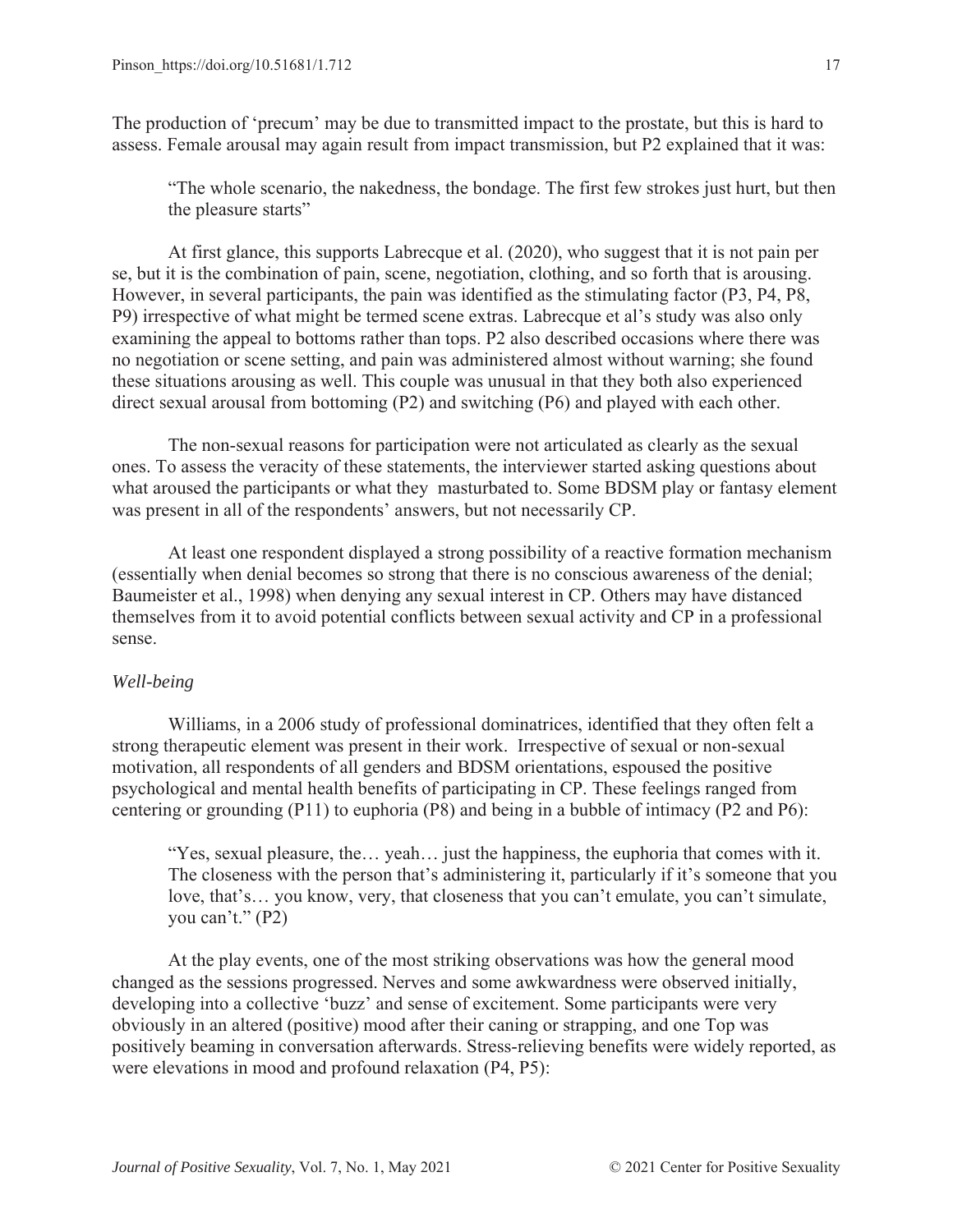The production of 'precum' may be due to transmitted impact to the prostate, but this is hard to assess. Female arousal may again result from impact transmission, but P2 explained that it was:

> "The whole scenario, the nakedness, the bondage. The first few strokes just hurt, but then the pleasure starts"

At first glance, this supports Labrecque et al. (2020), who suggest that it is not pain per se, but it is the combination of pain, scene, negotiation, clothing, and so forth that is arousing. However, in several participants, the pain was identified as the stimulating factor (P3, P4, P8, P9) irrespective of what might be termed scene extras. Labrecque et al's study was also only examining the appeal to bottoms rather than tops. P2 also described occasions where there was no negotiation or scene setting, and pain was administered almost without warning; she found these situations arousing as well. This couple was unusual in that they both also experienced direct sexual arousal from bottoming (P2) and switching (P6) and played with each other.

The non-sexual reasons for participation were not articulated as clearly as the sexual ones. To assess the veracity of these statements, the interviewer started asking questions about what aroused the participants or what they masturbated to. Some BDSM play or fantasy element was present in all of the respondents' answers, but not necessarily CP.

At least one respondent displayed a strong possibility of a reactive formation mechanism (essentially when denial becomes so strong that there is no conscious awareness of the denial; Baumeister et al., 1998) when denying any sexual interest in CP. Others may have distanced themselves from it to avoid potential conflicts between sexual activity and CP in a professional sense.

*Well-being*

Williams, in a 2006 study of professional dominatrices, identified that they often felt a strong therapeutic element was present in their work. Irrespective of sexual or non-sexual motivation, all respondents of all genders and BDSM orientations, espoused the positive psychological and mental health benefits of participating in CP. These feelings ranged from centering or grounding (P11) to euphoria (P8) and being in a bubble of intimacy (P2 and P6):

> "Yes, sexual pleasure, the… yeah… just the happiness, the euphoria that comes with it. The closeness with the person that's administering it, particularly if it's someone that you love, that's… you know, very, that closeness that you can't emulate, you can't simulate, you can't." (P2)

At the play events, one of the most striking observations was how the general mood changed as the sessions progressed. Nerves and some awkwardness were observed initially, developing into a collective 'buzz' and sense of excitement. Some participants were very obviously in an altered (positive) mood after their caning or strapping, and one Top was positively beaming in conversation afterwards. Stress-relieving benefits were widely reported, as were elevations in mood and profound relaxation (P4, P5):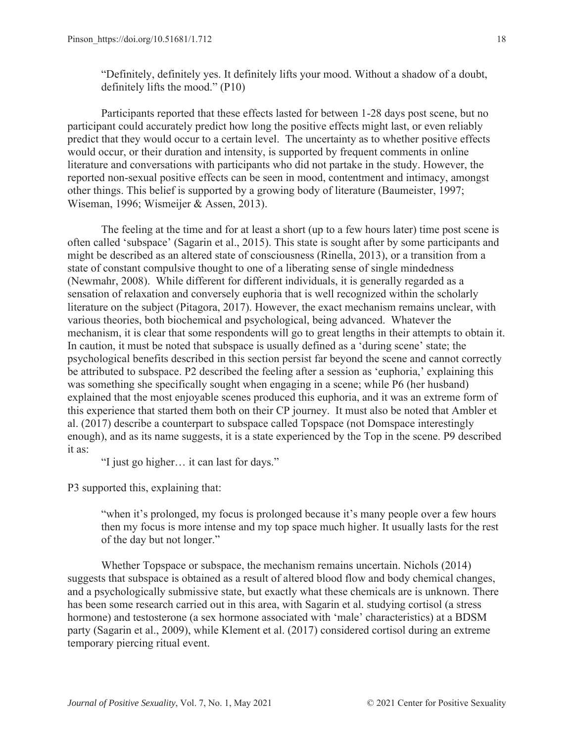> "Definitely, definitely yes. It definitely lifts your mood. Without a shadow of a doubt, definitely lifts the mood." (P10)

Participants reported that these effects lasted for between 1-28 days post scene, but no participant could accurately predict how long the positive effects might last, or even reliably predict that they would occur to a certain level. The uncertainty as to whether positive effects would occur, or their duration and intensity, is supported by frequent comments in online literature and conversations with participants who did not partake in the study. However, the reported non-sexual positive effects can be seen in mood, contentment and intimacy, amongst other things. This belief is supported by a growing body of literature (Baumeister, 1997; Wiseman, 1996; Wismeijer & Assen, 2013).

The feeling at the time and for at least a short (up to a few hours later) time post scene is often called 'subspace' (Sagarin et al., 2015). This state is sought after by some participants and might be described as an altered state of consciousness (Rinella, 2013), or a transition from a state of constant compulsive thought to one of a liberating sense of single mindedness (Newmahr, 2008). While different for different individuals, it is generally regarded as a sensation of relaxation and conversely euphoria that is well recognized within the scholarly literature on the subject (Pitagora, 2017). However, the exact mechanism remains unclear, with various theories, both biochemical and psychological, being advanced. Whatever the mechanism, it is clear that some respondents will go to great lengths in their attempts to obtain it. In caution, it must be noted that subspace is usually defined as a 'during scene' state; the psychological benefits described in this section persist far beyond the scene and cannot correctly be attributed to subspace. P2 described the feeling after a session as 'euphoria,' explaining this was something she specifically sought when engaging in a scene; while P6 (her husband) explained that the most enjoyable scenes produced this euphoria, and it was an extreme form of this experience that started them both on their CP journey. It must also be noted that Ambler et al. (2017) describe a counterpart to subspace called Topspace (not Domspace interestingly enough), and as its name suggests, it is a state experienced by the Top in the scene. P9 described it as:

> "I just go higher… it can last for days."

P3 supported this, explaining that:

> "when it's prolonged, my focus is prolonged because it's many people over a few hours then my focus is more intense and my top space much higher. It usually lasts for the rest of the day but not longer."

Whether Topspace or subspace, the mechanism remains uncertain. Nichols (2014) suggests that subspace is obtained as a result of altered blood flow and body chemical changes, and a psychologically submissive state, but exactly what these chemicals are is unknown. There has been some research carried out in this area, with Sagarin et al. studying cortisol (a stress hormone) and testosterone (a sex hormone associated with 'male' characteristics) at a BDSM party (Sagarin et al., 2009), while Klement et al. (2017) considered cortisol during an extreme temporary piercing ritual event.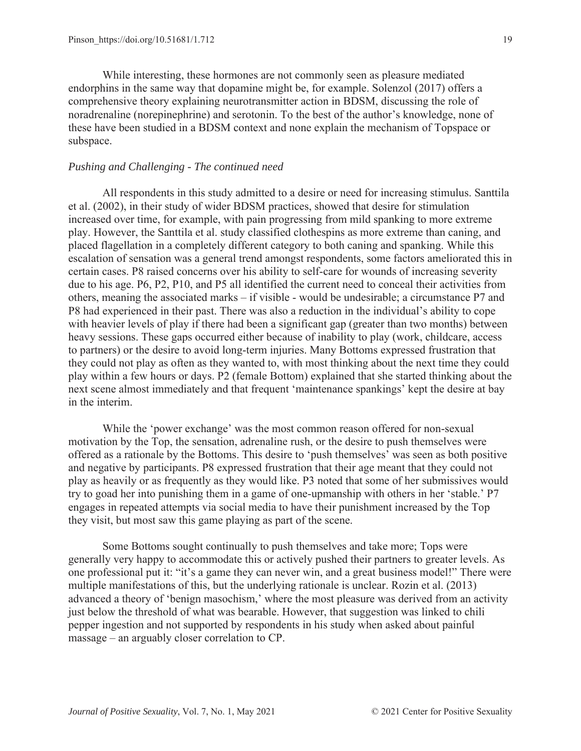While interesting, these hormones are not commonly seen as pleasure mediated endorphins in the same way that dopamine might be, for example. Solenzol (2017) offers a comprehensive theory explaining neurotransmitter action in BDSM, discussing the role of noradrenaline (norepinephrine) and serotonin. To the best of the author's knowledge, none of these have been studied in a BDSM context and none explain the mechanism of Topspace or subspace.

### *Pushing and Challenging - The continued need*

All respondents in this study admitted to a desire or need for increasing stimulus. Santtila et al. (2002), in their study of wider BDSM practices, showed that desire for stimulation increased over time, for example, with pain progressing from mild spanking to more extreme play. However, the Santtila et al. study classified clothespins as more extreme than caning, and placed flagellation in a completely different category to both caning and spanking. While this escalation of sensation was a general trend amongst respondents, some factors ameliorated this in certain cases. P8 raised concerns over his ability to self-care for wounds of increasing severity due to his age. P6, P2, P10, and P5 all identified the current need to conceal their activities from others, meaning the associated marks – if visible - would be undesirable; a circumstance P7 and P8 had experienced in their past. There was also a reduction in the individual's ability to cope with heavier levels of play if there had been a significant gap (greater than two months) between heavy sessions. These gaps occurred either because of inability to play (work, childcare, access to partners) or the desire to avoid long-term injuries. Many Bottoms expressed frustration that they could not play as often as they wanted to, with most thinking about the next time they could play within a few hours or days. P2 (female Bottom) explained that she started thinking about the next scene almost immediately and that frequent 'maintenance spankings' kept the desire at bay in the interim.

While the 'power exchange' was the most common reason offered for non-sexual motivation by the Top, the sensation, adrenaline rush, or the desire to push themselves were offered as a rationale by the Bottoms. This desire to 'push themselves' was seen as both positive and negative by participants. P8 expressed frustration that their age meant that they could not play as heavily or as frequently as they would like. P3 noted that some of her submissives would try to goad her into punishing them in a game of one-upmanship with others in her 'stable.' P7 engages in repeated attempts via social media to have their punishment increased by the Top they visit, but most saw this game playing as part of the scene.

Some Bottoms sought continually to push themselves and take more; Tops were generally very happy to accommodate this or actively pushed their partners to greater levels. As one professional put it: "it's a game they can never win, and a great business model!" There were multiple manifestations of this, but the underlying rationale is unclear. Rozin et al. (2013) advanced a theory of 'benign masochism,' where the most pleasure was derived from an activity just below the threshold of what was bearable. However, that suggestion was linked to chili pepper ingestion and not supported by respondents in his study when asked about painful massage – an arguably closer correlation to CP.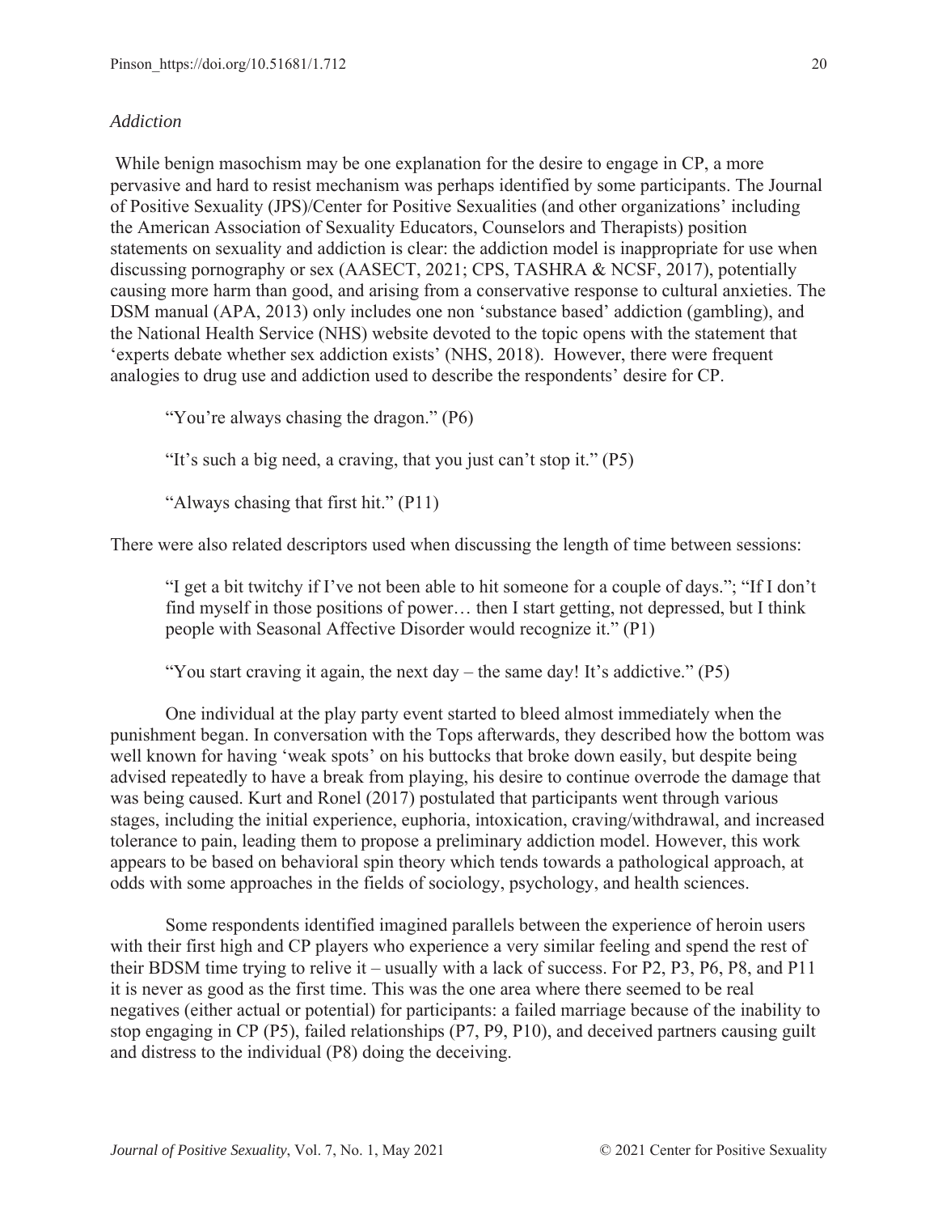*Addiction*

While benign masochism may be one explanation for the desire to engage in CP, a more pervasive and hard to resist mechanism was perhaps identified by some participants. The Journal of Positive Sexuality (JPS)/Center for Positive Sexualities (and other organizations' including the American Association of Sexuality Educators, Counselors and Therapists) position statements on sexuality and addiction is clear: the addiction model is inappropriate for use when discussing pornography or sex (AASECT, 2021; CPS, TASHRA & NCSF, 2017), potentially causing more harm than good, and arising from a conservative response to cultural anxieties. The DSM manual (APA, 2013) only includes one non 'substance based' addiction (gambling), and the National Health Service (NHS) website devoted to the topic opens with the statement that 'experts debate whether sex addiction exists' (NHS, 2018). However, there were frequent analogies to drug use and addiction used to describe the respondents' desire for CP.

> "You're always chasing the dragon." (P6)
>
> "It's such a big need, a craving, that you just can't stop it." (P5)
>
> "Always chasing that first hit." (P11)

There were also related descriptors used when discussing the length of time between sessions:

> "I get a bit twitchy if I've not been able to hit someone for a couple of days."; "If I don't find myself in those positions of power… then I start getting, not depressed, but I think people with Seasonal Affective Disorder would recognize it." (P1)
>
> "You start craving it again, the next day – the same day! It's addictive." (P5)

One individual at the play party event started to bleed almost immediately when the punishment began. In conversation with the Tops afterwards, they described how the bottom was well known for having 'weak spots' on his buttocks that broke down easily, but despite being advised repeatedly to have a break from playing, his desire to continue overrode the damage that was being caused. Kurt and Ronel (2017) postulated that participants went through various stages, including the initial experience, euphoria, intoxication, craving/withdrawal, and increased tolerance to pain, leading them to propose a preliminary addiction model. However, this work appears to be based on behavioral spin theory which tends towards a pathological approach, at odds with some approaches in the fields of sociology, psychology, and health sciences.

Some respondents identified imagined parallels between the experience of heroin users with their first high and CP players who experience a very similar feeling and spend the rest of their BDSM time trying to relive it – usually with a lack of success. For P2, P3, P6, P8, and P11 it is never as good as the first time. This was the one area where there seemed to be real negatives (either actual or potential) for participants: a failed marriage because of the inability to stop engaging in CP (P5), failed relationships (P7, P9, P10), and deceived partners causing guilt and distress to the individual (P8) doing the deceiving.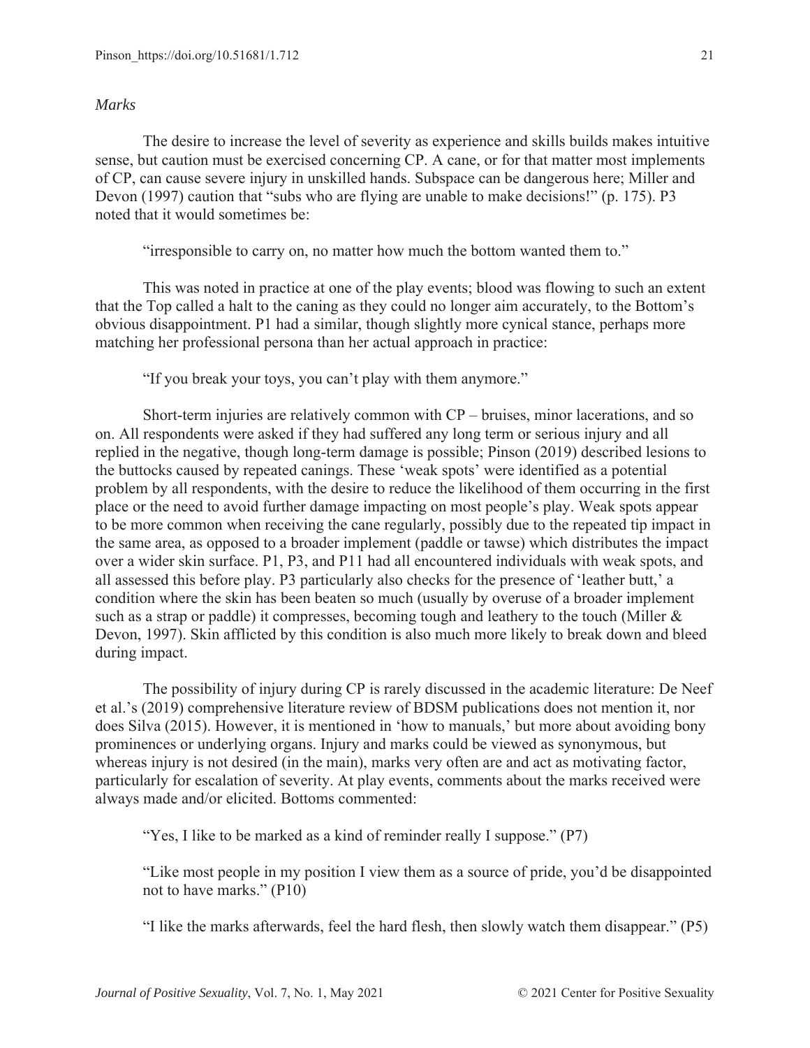*Marks*

The desire to increase the level of severity as experience and skills builds makes intuitive sense, but caution must be exercised concerning CP. A cane, or for that matter most implements of CP, can cause severe injury in unskilled hands. Subspace can be dangerous here; Miller and Devon (1997) caution that "subs who are flying are unable to make decisions!" (p. 175). P3 noted that it would sometimes be:

> "irresponsible to carry on, no matter how much the bottom wanted them to."

This was noted in practice at one of the play events; blood was flowing to such an extent that the Top called a halt to the caning as they could no longer aim accurately, to the Bottom's obvious disappointment. P1 had a similar, though slightly more cynical stance, perhaps more matching her professional persona than her actual approach in practice:

> "If you break your toys, you can't play with them anymore."

Short-term injuries are relatively common with CP – bruises, minor lacerations, and so on. All respondents were asked if they had suffered any long term or serious injury and all replied in the negative, though long-term damage is possible; Pinson (2019) described lesions to the buttocks caused by repeated canings. These 'weak spots' were identified as a potential problem by all respondents, with the desire to reduce the likelihood of them occurring in the first place or the need to avoid further damage impacting on most people's play. Weak spots appear to be more common when receiving the cane regularly, possibly due to the repeated tip impact in the same area, as opposed to a broader implement (paddle or tawse) which distributes the impact over a wider skin surface. P1, P3, and P11 had all encountered individuals with weak spots, and all assessed this before play. P3 particularly also checks for the presence of 'leather butt,' a condition where the skin has been beaten so much (usually by overuse of a broader implement such as a strap or paddle) it compresses, becoming tough and leathery to the touch (Miller & Devon, 1997). Skin afflicted by this condition is also much more likely to break down and bleed during impact.

The possibility of injury during CP is rarely discussed in the academic literature: De Neef et al.'s (2019) comprehensive literature review of BDSM publications does not mention it, nor does Silva (2015). However, it is mentioned in 'how to manuals,' but more about avoiding bony prominences or underlying organs. Injury and marks could be viewed as synonymous, but whereas injury is not desired (in the main), marks very often are and act as motivating factor, particularly for escalation of severity. At play events, comments about the marks received were always made and/or elicited. Bottoms commented:

> "Yes, I like to be marked as a kind of reminder really I suppose." (P7)

> "Like most people in my position I view them as a source of pride, you'd be disappointed not to have marks." (P10)

> "I like the marks afterwards, feel the hard flesh, then slowly watch them disappear." (P5)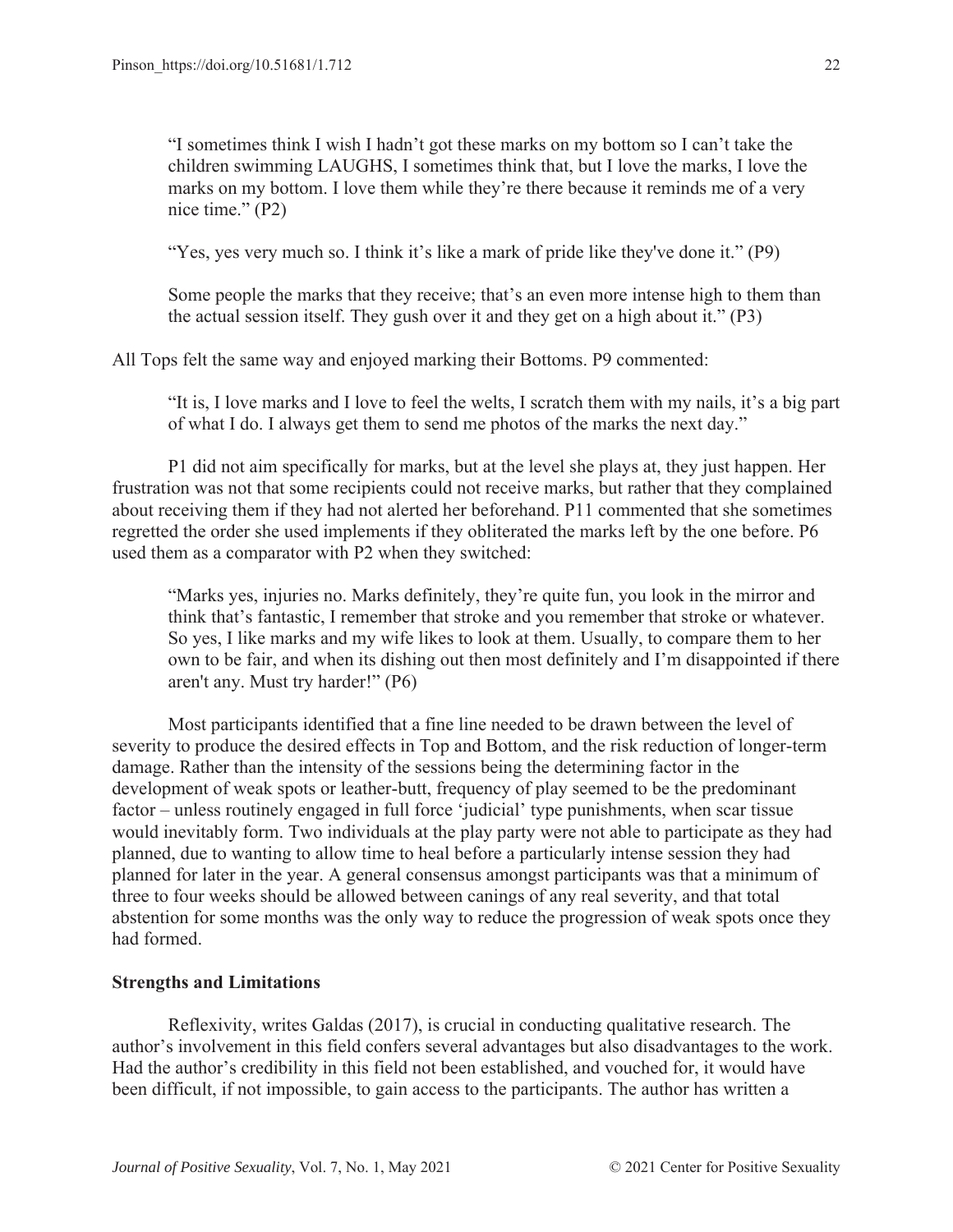"I sometimes think I wish I hadn't got these marks on my bottom so I can't take the children swimming LAUGHS, I sometimes think that, but I love the marks, I love the marks on my bottom. I love them while they're there because it reminds me of a very nice time." (P2)

"Yes, yes very much so. I think it's like a mark of pride like they've done it." (P9)

Some people the marks that they receive; that's an even more intense high to them than the actual session itself. They gush over it and they get on a high about it." (P3)

All Tops felt the same way and enjoyed marking their Bottoms. P9 commented:

"It is, I love marks and I love to feel the welts, I scratch them with my nails, it's a big part of what I do. I always get them to send me photos of the marks the next day."

P1 did not aim specifically for marks, but at the level she plays at, they just happen. Her frustration was not that some recipients could not receive marks, but rather that they complained about receiving them if they had not alerted her beforehand. P11 commented that she sometimes regretted the order she used implements if they obliterated the marks left by the one before. P6 used them as a comparator with P2 when they switched:

"Marks yes, injuries no. Marks definitely, they're quite fun, you look in the mirror and think that's fantastic, I remember that stroke and you remember that stroke or whatever. So yes, I like marks and my wife likes to look at them. Usually, to compare them to her own to be fair, and when its dishing out then most definitely and I'm disappointed if there aren't any. Must try harder!" (P6)

Most participants identified that a fine line needed to be drawn between the level of severity to produce the desired effects in Top and Bottom, and the risk reduction of longer-term damage. Rather than the intensity of the sessions being the determining factor in the development of weak spots or leather-butt, frequency of play seemed to be the predominant factor – unless routinely engaged in full force 'judicial' type punishments, when scar tissue would inevitably form. Two individuals at the play party were not able to participate as they had planned, due to wanting to allow time to heal before a particularly intense session they had planned for later in the year. A general consensus amongst participants was that a minimum of three to four weeks should be allowed between canings of any real severity, and that total abstention for some months was the only way to reduce the progression of weak spots once they had formed.

**Strengths and Limitations**

Reflexivity, writes Galdas (2017), is crucial in conducting qualitative research. The author's involvement in this field confers several advantages but also disadvantages to the work. Had the author's credibility in this field not been established, and vouched for, it would have been difficult, if not impossible, to gain access to the participants. The author has written a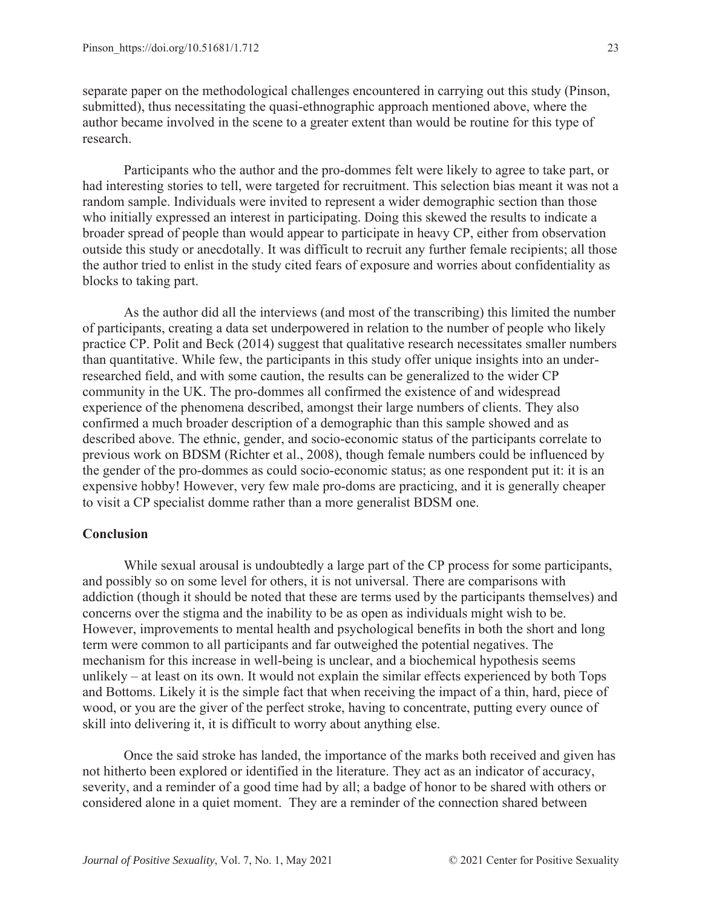separate paper on the methodological challenges encountered in carrying out this study (Pinson, submitted), thus necessitating the quasi-ethnographic approach mentioned above, where the author became involved in the scene to a greater extent than would be routine for this type of research.

Participants who the author and the pro-dommes felt were likely to agree to take part, or had interesting stories to tell, were targeted for recruitment. This selection bias meant it was not a random sample. Individuals were invited to represent a wider demographic section than those who initially expressed an interest in participating. Doing this skewed the results to indicate a broader spread of people than would appear to participate in heavy CP, either from observation outside this study or anecdotally. It was difficult to recruit any further female recipients; all those the author tried to enlist in the study cited fears of exposure and worries about confidentiality as blocks to taking part.

As the author did all the interviews (and most of the transcribing) this limited the number of participants, creating a data set underpowered in relation to the number of people who likely practice CP. Polit and Beck (2014) suggest that qualitative research necessitates smaller numbers than quantitative. While few, the participants in this study offer unique insights into an under-researched field, and with some caution, the results can be generalized to the wider CP community in the UK. The pro-dommes all confirmed the existence of and widespread experience of the phenomena described, amongst their large numbers of clients. They also confirmed a much broader description of a demographic than this sample showed and as described above. The ethnic, gender, and socio-economic status of the participants correlate to previous work on BDSM (Richter et al., 2008), though female numbers could be influenced by the gender of the pro-dommes as could socio-economic status; as one respondent put it: it is an expensive hobby! However, very few male pro-doms are practicing, and it is generally cheaper to visit a CP specialist domme rather than a more generalist BDSM one.

## Conclusion

While sexual arousal is undoubtedly a large part of the CP process for some participants, and possibly so on some level for others, it is not universal. There are comparisons with addiction (though it should be noted that these are terms used by the participants themselves) and concerns over the stigma and the inability to be as open as individuals might wish to be. However, improvements to mental health and psychological benefits in both the short and long term were common to all participants and far outweighed the potential negatives. The mechanism for this increase in well-being is unclear, and a biochemical hypothesis seems unlikely – at least on its own. It would not explain the similar effects experienced by both Tops and Bottoms. Likely it is the simple fact that when receiving the impact of a thin, hard, piece of wood, or you are the giver of the perfect stroke, having to concentrate, putting every ounce of skill into delivering it, it is difficult to worry about anything else.

Once the said stroke has landed, the importance of the marks both received and given has not hitherto been explored or identified in the literature. They act as an indicator of accuracy, severity, and a reminder of a good time had by all; a badge of honor to be shared with others or considered alone in a quiet moment. They are a reminder of the connection shared between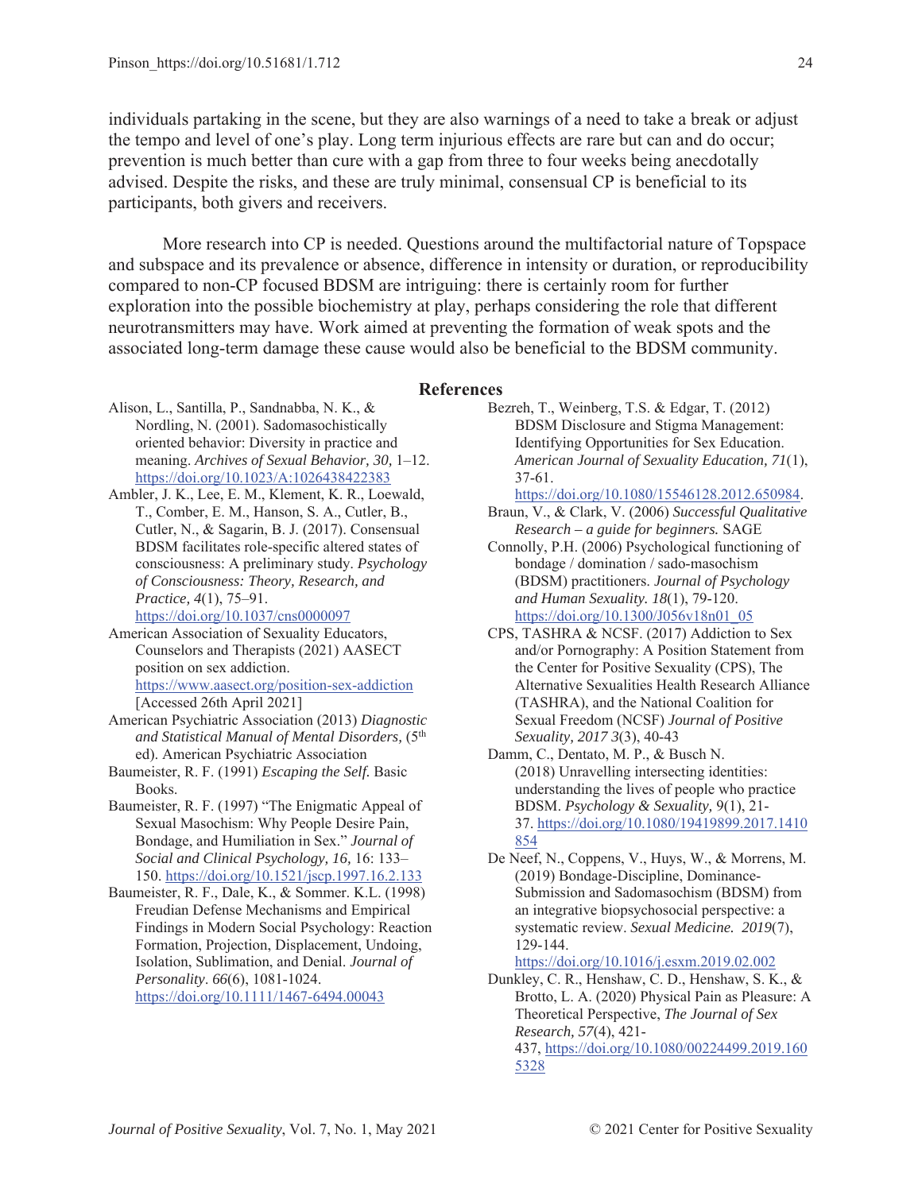individuals partaking in the scene, but they are also warnings of a need to take a break or adjust the tempo and level of one's play. Long term injurious effects are rare but can and do occur; prevention is much better than cure with a gap from three to four weeks being anecdotally advised. Despite the risks, and these are truly minimal, consensual CP is beneficial to its participants, both givers and receivers.

More research into CP is needed. Questions around the multifactorial nature of Topspace and subspace and its prevalence or absence, difference in intensity or duration, or reproducibility compared to non-CP focused BDSM are intriguing: there is certainly room for further exploration into the possible biochemistry at play, perhaps considering the role that different neurotransmitters may have. Work aimed at preventing the formation of weak spots and the associated long-term damage these cause would also be beneficial to the BDSM community.

## References

Alison, L., Santilla, P., Sandnabba, N. K., & Nordling, N. (2001). Sadomasochistically oriented behavior: Diversity in practice and meaning. *Archives of Sexual Behavior, 30,* 1–12. https://doi.org/10.1023/A:1026438422383

Ambler, J. K., Lee, E. M., Klement, K. R., Loewald, T., Comber, E. M., Hanson, S. A., Cutler, B., Cutler, N., & Sagarin, B. J. (2017). Consensual BDSM facilitates role-specific altered states of consciousness: A preliminary study. *Psychology of Consciousness: Theory, Research, and Practice, 4*(1), 75–91. https://doi.org/10.1037/cns0000097

American Association of Sexuality Educators, Counselors and Therapists (2021) AASECT position on sex addiction. https://www.aasect.org/position-sex-addiction [Accessed 26th April 2021]

American Psychiatric Association (2013) *Diagnostic and Statistical Manual of Mental Disorders,* (5th ed). American Psychiatric Association

Baumeister, R. F. (1991) *Escaping the Self.* Basic Books.

Baumeister, R. F. (1997) "The Enigmatic Appeal of Sexual Masochism: Why People Desire Pain, Bondage, and Humiliation in Sex." *Journal of Social and Clinical Psychology, 16,* 16: 133–150. https://doi.org/10.1521/jscp.1997.16.2.133

Baumeister, R. F., Dale, K., & Sommer. K.L. (1998) Freudian Defense Mechanisms and Empirical Findings in Modern Social Psychology: Reaction Formation, Projection, Displacement, Undoing, Isolation, Sublimation, and Denial. *Journal of Personality*. *66*(6), 1081-1024. https://doi.org/10.1111/1467-6494.00043

Bezreh, T., Weinberg, T.S. & Edgar, T. (2012) BDSM Disclosure and Stigma Management: Identifying Opportunities for Sex Education. *American Journal of Sexuality Education, 71*(1), 37-61. https://doi.org/10.1080/15546128.2012.650984.

Braun, V., & Clark, V. (2006) *Successful Qualitative Research – a guide for beginners.* SAGE

Connolly, P.H. (2006) Psychological functioning of bondage / domination / sado-masochism (BDSM) practitioners. *Journal of Psychology and Human Sexuality. 18*(1), 79-120. https://doi.org/10.1300/J056v18n01_05

CPS, TASHRA & NCSF. (2017) Addiction to Sex and/or Pornography: A Position Statement from the Center for Positive Sexuality (CPS), The Alternative Sexualities Health Research Alliance (TASHRA), and the National Coalition for Sexual Freedom (NCSF) *Journal of Positive Sexuality, 2017 3*(3), 40-43

Damm, C., Dentato, M. P., & Busch N. (2018) Unravelling intersecting identities: understanding the lives of people who practice BDSM. *Psychology & Sexuality,* 9(1), 21-37. https://doi.org/10.1080/19419899.2017.1410854

De Neef, N., Coppens, V., Huys, W., & Morrens, M. (2019) Bondage-Discipline, Dominance-Submission and Sadomasochism (BDSM) from an integrative biopsychosocial perspective: a systematic review. *Sexual Medicine. 2019*(7), 129-144. https://doi.org/10.1016/j.esxm.2019.02.002

Dunkley, C. R., Henshaw, C. D., Henshaw, S. K., & Brotto, L. A. (2020) Physical Pain as Pleasure: A Theoretical Perspective, *The Journal of Sex Research, 57*(4), 421-437, https://doi.org/10.1080/00224499.2019.1605328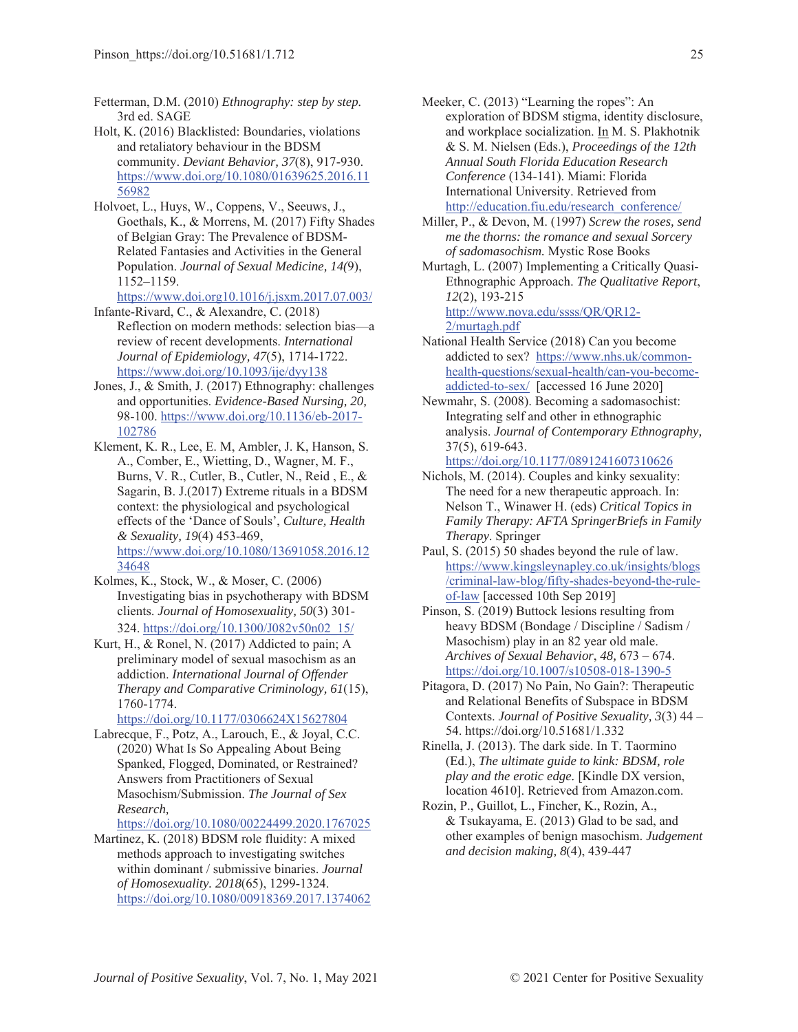Fetterman, D.M. (2010) *Ethnography: step by step.* 3rd ed. SAGE

Holt, K. (2016) Blacklisted: Boundaries, violations and retaliatory behaviour in the BDSM community. *Deviant Behavior, 37*(8), 917-930. https://www.doi.org/10.1080/01639625.2016.1156982

Holvoet, L., Huys, W., Coppens, V., Seeuws, J., Goethals, K., & Morrens, M. (2017) Fifty Shades of Belgian Gray: The Prevalence of BDSM-Related Fantasies and Activities in the General Population. *Journal of Sexual Medicine, 14(*9), 1152–1159. https://www.doi.org10.1016/j.jsxm.2017.07.003/

Infante-Rivard, C., & Alexandre, C. (2018) Reflection on modern methods: selection bias—a review of recent developments. *International Journal of Epidemiology, 47*(5), 1714-1722. https://www.doi.org/10.1093/ije/dyy138

Jones, J., & Smith, J. (2017) Ethnography: challenges and opportunities. *Evidence-Based Nursing, 20,* 98-100. https://www.doi.org/10.1136/eb-2017-102786

Klement, K. R., Lee, E. M, Ambler, J. K, Hanson, S. A., Comber, E., Wietting, D., Wagner, M. F., Burns, V. R., Cutler, B., Cutler, N., Reid , E., & Sagarin, B. J.(2017) Extreme rituals in a BDSM context: the physiological and psychological effects of the 'Dance of Souls', *Culture, Health & Sexuality, 19*(4) 453-469, https://www.doi.org/10.1080/13691058.2016.1234648

Kolmes, K., Stock, W., & Moser, C. (2006) Investigating bias in psychotherapy with BDSM clients. *Journal of Homosexuality, 50*(3) 301-324. https://doi.org/10.1300/J082v50n02_15/

Kurt, H., & Ronel, N. (2017) Addicted to pain; A preliminary model of sexual masochism as an addiction. *International Journal of Offender Therapy and Comparative Criminology, 61*(15), 1760-1774. https://doi.org/10.1177/0306624X15627804

Labrecque, F., Potz, A., Larouch, E., & Joyal, C.C. (2020) What Is So Appealing About Being Spanked, Flogged, Dominated, or Restrained? Answers from Practitioners of Sexual Masochism/Submission. *The Journal of Sex Research,* https://doi.org/10.1080/00224499.2020.1767025

Martinez, K. (2018) BDSM role fluidity: A mixed methods approach to investigating switches within dominant / submissive binaries. *Journal of Homosexuality. 2018*(65), 1299-1324. https://doi.org/10.1080/00918369.2017.1374062

Meeker, C. (2013) "Learning the ropes": An exploration of BDSM stigma, identity disclosure, and workplace socialization. In M. S. Plakhotnik & S. M. Nielsen (Eds.), *Proceedings of the 12th Annual South Florida Education Research Conference* (134-141). Miami: Florida International University. Retrieved from http://education.fiu.edu/research_conference/

Miller, P., & Devon, M. (1997) *Screw the roses, send me the thorns: the romance and sexual Sorcery of sadomasochism.* Mystic Rose Books

Murtagh, L. (2007) Implementing a Critically Quasi-Ethnographic Approach. *The Qualitative Report*, *12*(2), 193-215 http://www.nova.edu/ssss/QR/QR12-2/murtagh.pdf

National Health Service (2018) Can you become addicted to sex? https://www.nhs.uk/common-health-questions/sexual-health/can-you-become-addicted-to-sex/ [accessed 16 June 2020]

Newmahr, S. (2008). Becoming a sadomasochist: Integrating self and other in ethnographic analysis. *Journal of Contemporary Ethnography,* 37(5), 619-643. https://doi.org/10.1177/0891241607310626

Nichols, M. (2014). Couples and kinky sexuality: The need for a new therapeutic approach. In: Nelson T., Winawer H. (eds) *Critical Topics in Family Therapy: AFTA SpringerBriefs in Family Therapy*. Springer

Paul, S. (2015) 50 shades beyond the rule of law. https://www.kingsleynapley.co.uk/insights/blogs/criminal-law-blog/fifty-shades-beyond-the-rule-of-law [accessed 10th Sep 2019]

Pinson, S. (2019) Buttock lesions resulting from heavy BDSM (Bondage / Discipline / Sadism / Masochism) play in an 82 year old male. *Archives of Sexual Behavior*, *48,* 673 – 674. https://doi.org/10.1007/s10508-018-1390-5

Pitagora, D. (2017) No Pain, No Gain?: Therapeutic and Relational Benefits of Subspace in BDSM Contexts. *Journal of Positive Sexuality, 3*(3) 44 – 54. https://doi.org/10.51681/1.332

Rinella, J. (2013). The dark side. In T. Taormino (Ed.), *The ultimate guide to kink: BDSM, role play and the erotic edge.* [Kindle DX version, location 4610]. Retrieved from Amazon.com.

Rozin, P., Guillot, L., Fincher, K., Rozin, A., & Tsukayama, E. (2013) Glad to be sad, and other examples of benign masochism. *Judgement and decision making, 8*(4), 439-447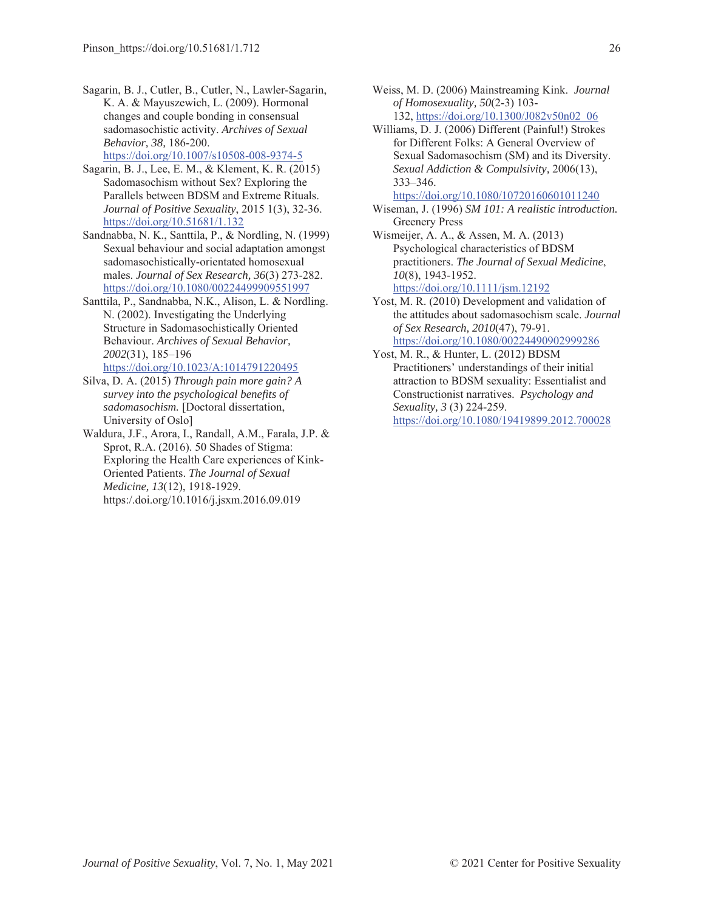Sagarin, B. J., Cutler, B., Cutler, N., Lawler-Sagarin, K. A. & Mayuszewich, L. (2009). Hormonal changes and couple bonding in consensual sadomasochistic activity. *Archives of Sexual Behavior, 38,* 186-200. https://doi.org/10.1007/s10508-008-9374-5

Sagarin, B. J., Lee, E. M., & Klement, K. R. (2015) Sadomasochism without Sex? Exploring the Parallels between BDSM and Extreme Rituals. *Journal of Positive Sexuality*, 2015 1(3), 32-36. https://doi.org/10.51681/1.132

Sandnabba, N. K., Santtila, P., & Nordling, N. (1999) Sexual behaviour and social adaptation amongst sadomasochistically-orientated homosexual males. *Journal of Sex Research, 36*(3) 273-282. https://doi.org/10.1080/00224499909551997

Santtila, P., Sandnabba, N.K., Alison, L. & Nordling. N. (2002). Investigating the Underlying Structure in Sadomasochistically Oriented Behaviour. *Archives of Sexual Behavior, 2002*(31), 185–196 https://doi.org/10.1023/A:1014791220495

Silva, D. A. (2015) *Through pain more gain? A survey into the psychological benefits of sadomasochism.* [Doctoral dissertation, University of Oslo]

Waldura, J.F., Arora, I., Randall, A.M., Farala, J.P. & Sprot, R.A. (2016). 50 Shades of Stigma: Exploring the Health Care experiences of Kink-Oriented Patients. *The Journal of Sexual Medicine, 13*(12), 1918-1929. https:/.doi.org/10.1016/j.jsxm.2016.09.019

Weiss, M. D. (2006) Mainstreaming Kink. *Journal of Homosexuality, 50*(2-3) 103-132, https://doi.org/10.1300/J082v50n02_06

Williams, D. J. (2006) Different (Painful!) Strokes for Different Folks: A General Overview of Sexual Sadomasochism (SM) and its Diversity. *Sexual Addiction & Compulsivity,* 2006(13), 333–346. https://doi.org/10.1080/10720160601011240

Wiseman, J. (1996) *SM 101: A realistic introduction.* Greenery Press

Wismeijer, A. A., & Assen, M. A. (2013) Psychological characteristics of BDSM practitioners. *The Journal of Sexual Medicine*, *10*(8), 1943-1952. https://doi.org/10.1111/jsm.12192

Yost, M. R. (2010) Development and validation of the attitudes about sadomasochism scale. *Journal of Sex Research, 2010*(47), 79-91. https://doi.org/10.1080/00224490902999286

Yost, M. R., & Hunter, L. (2012) BDSM Practitioners' understandings of their initial attraction to BDSM sexuality: Essentialist and Constructionist narratives. *Psychology and Sexuality, 3* (3) 224-259. https://doi.org/10.1080/19419899.2012.700028